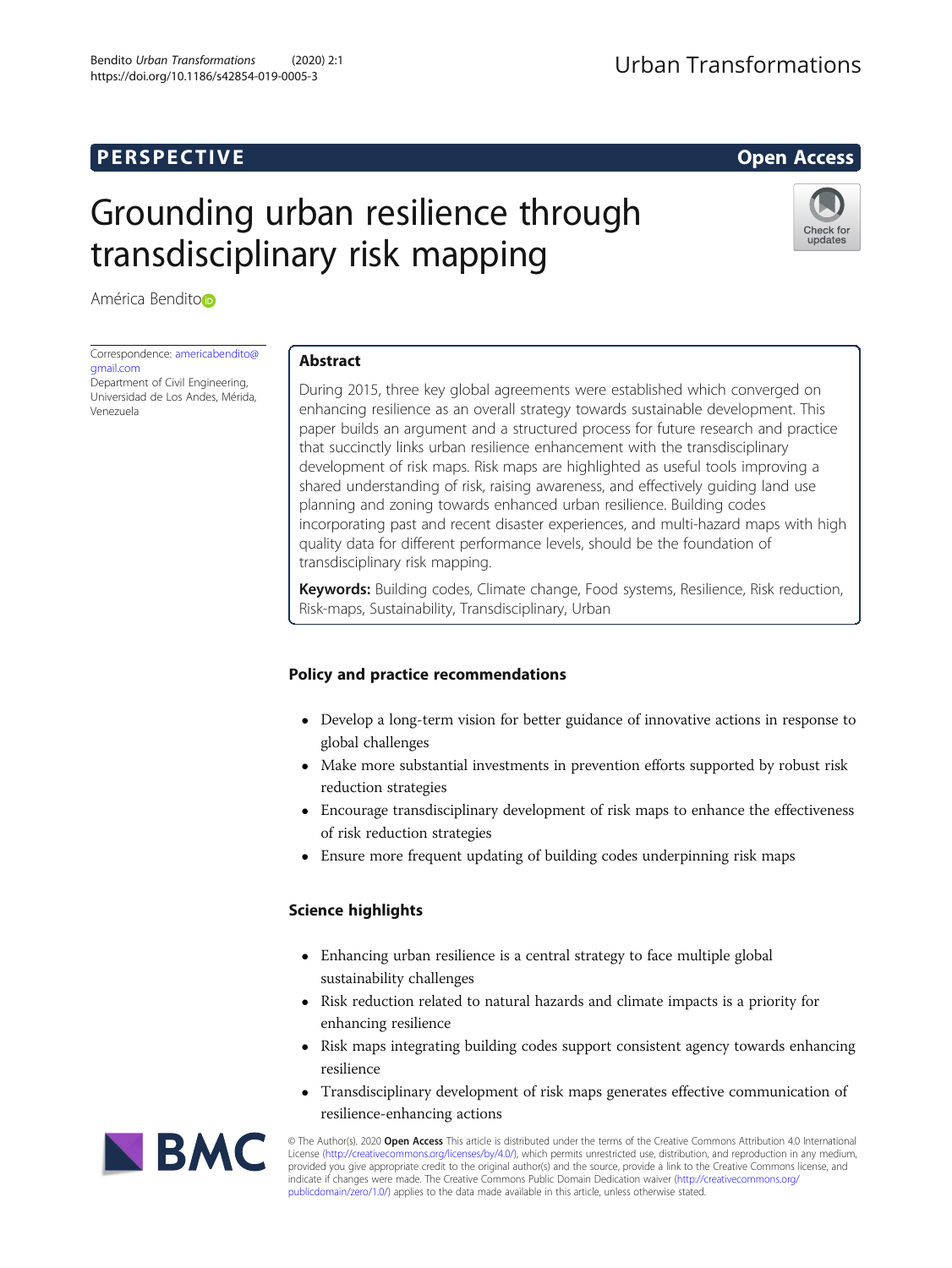PERSPECTIVE

Open Access

# Grounding urban resilience through transdisciplinary risk mapping

América Bendito

Correspondence: americabendito@gmail.com
Department of Civil Engineering, Universidad de Los Andes, Mérida, Venezuela

## Abstract

During 2015, three key global agreements were established which converged on enhancing resilience as an overall strategy towards sustainable development. This paper builds an argument and a structured process for future research and practice that succinctly links urban resilience enhancement with the transdisciplinary development of risk maps. Risk maps are highlighted as useful tools improving a shared understanding of risk, raising awareness, and effectively guiding land use planning and zoning towards enhanced urban resilience. Building codes incorporating past and recent disaster experiences, and multi-hazard maps with high quality data for different performance levels, should be the foundation of transdisciplinary risk mapping.

**Keywords:** Building codes, Climate change, Food systems, Resilience, Risk reduction, Risk-maps, Sustainability, Transdisciplinary, Urban

## Policy and practice recommendations

- Develop a long-term vision for better guidance of innovative actions in response to global challenges
- Make more substantial investments in prevention efforts supported by robust risk reduction strategies
- Encourage transdisciplinary development of risk maps to enhance the effectiveness of risk reduction strategies
- Ensure more frequent updating of building codes underpinning risk maps

## Science highlights

- Enhancing urban resilience is a central strategy to face multiple global sustainability challenges
- Risk reduction related to natural hazards and climate impacts is a priority for enhancing resilience
- Risk maps integrating building codes support consistent agency towards enhancing resilience
- Transdisciplinary development of risk maps generates effective communication of resilience-enhancing actions

© The Author(s). 2020 **Open Access** This article is distributed under the terms of the Creative Commons Attribution 4.0 International License (http://creativecommons.org/licenses/by/4.0/), which permits unrestricted use, distribution, and reproduction in any medium, provided you give appropriate credit to the original author(s) and the source, provide a link to the Creative Commons license, and indicate if changes were made. The Creative Commons Public Domain Dedication waiver (http://creativecommons.org/publicdomain/zero/1.0/) applies to the data made available in this article, unless otherwise stated.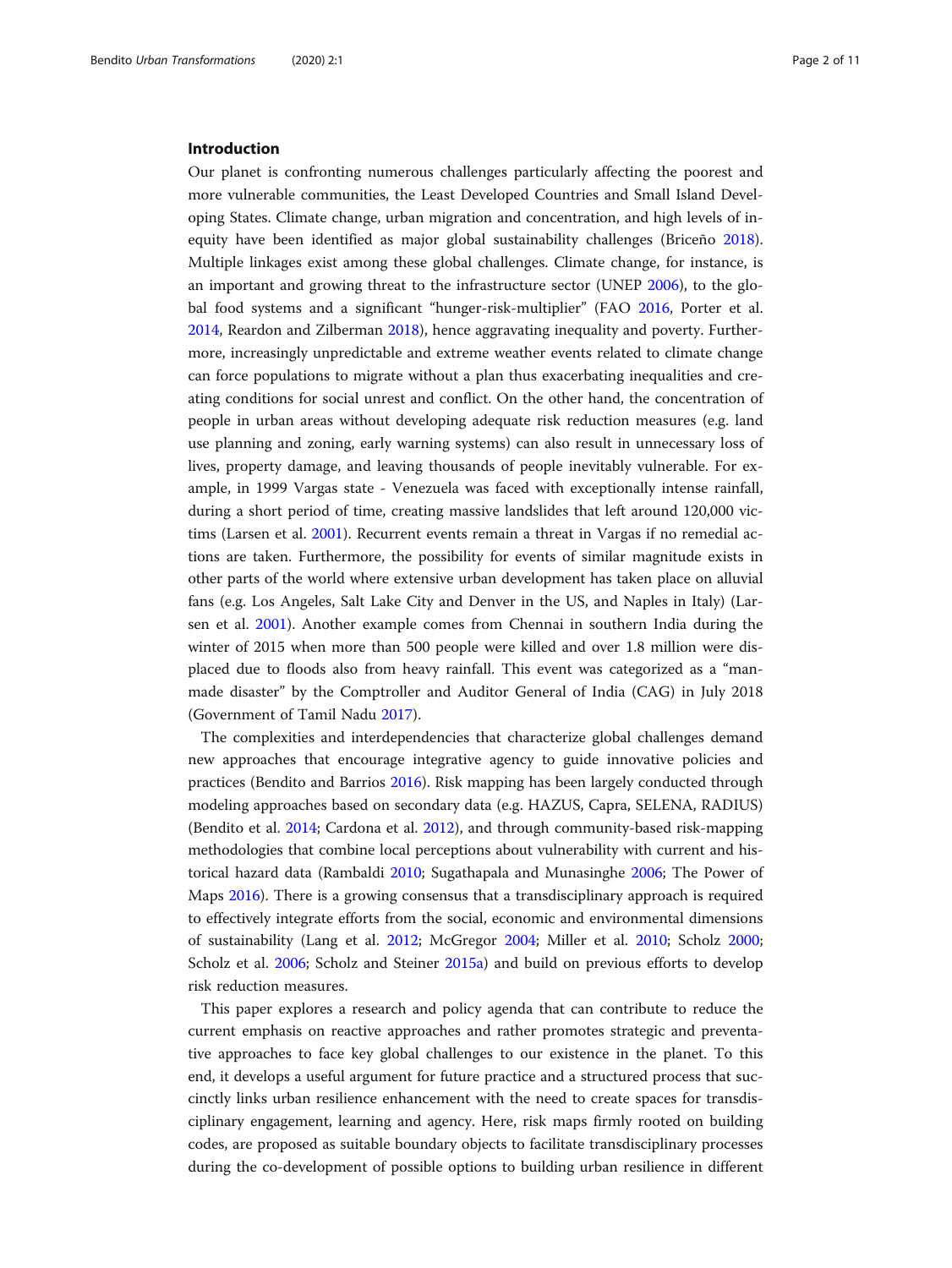## Introduction

Our planet is confronting numerous challenges particularly affecting the poorest and more vulnerable communities, the Least Developed Countries and Small Island Developing States. Climate change, urban migration and concentration, and high levels of inequity have been identified as major global sustainability challenges (Briceño 2018). Multiple linkages exist among these global challenges. Climate change, for instance, is an important and growing threat to the infrastructure sector (UNEP 2006), to the global food systems and a significant "hunger-risk-multiplier" (FAO 2016, Porter et al. 2014, Reardon and Zilberman 2018), hence aggravating inequality and poverty. Furthermore, increasingly unpredictable and extreme weather events related to climate change can force populations to migrate without a plan thus exacerbating inequalities and creating conditions for social unrest and conflict. On the other hand, the concentration of people in urban areas without developing adequate risk reduction measures (e.g. land use planning and zoning, early warning systems) can also result in unnecessary loss of lives, property damage, and leaving thousands of people inevitably vulnerable. For example, in 1999 Vargas state - Venezuela was faced with exceptionally intense rainfall, during a short period of time, creating massive landslides that left around 120,000 victims (Larsen et al. 2001). Recurrent events remain a threat in Vargas if no remedial actions are taken. Furthermore, the possibility for events of similar magnitude exists in other parts of the world where extensive urban development has taken place on alluvial fans (e.g. Los Angeles, Salt Lake City and Denver in the US, and Naples in Italy) (Larsen et al. 2001). Another example comes from Chennai in southern India during the winter of 2015 when more than 500 people were killed and over 1.8 million were displaced due to floods also from heavy rainfall. This event was categorized as a "man-made disaster" by the Comptroller and Auditor General of India (CAG) in July 2018 (Government of Tamil Nadu 2017).

The complexities and interdependencies that characterize global challenges demand new approaches that encourage integrative agency to guide innovative policies and practices (Bendito and Barrios 2016). Risk mapping has been largely conducted through modeling approaches based on secondary data (e.g. HAZUS, Capra, SELENA, RADIUS) (Bendito et al. 2014; Cardona et al. 2012), and through community-based risk-mapping methodologies that combine local perceptions about vulnerability with current and historical hazard data (Rambaldi 2010; Sugathapala and Munasinghe 2006; The Power of Maps 2016). There is a growing consensus that a transdisciplinary approach is required to effectively integrate efforts from the social, economic and environmental dimensions of sustainability (Lang et al. 2012; McGregor 2004; Miller et al. 2010; Scholz 2000; Scholz et al. 2006; Scholz and Steiner 2015a) and build on previous efforts to develop risk reduction measures.

This paper explores a research and policy agenda that can contribute to reduce the current emphasis on reactive approaches and rather promotes strategic and preventative approaches to face key global challenges to our existence in the planet. To this end, it develops a useful argument for future practice and a structured process that succinctly links urban resilience enhancement with the need to create spaces for transdisciplinary engagement, learning and agency. Here, risk maps firmly rooted on building codes, are proposed as suitable boundary objects to facilitate transdisciplinary processes during the co-development of possible options to building urban resilience in different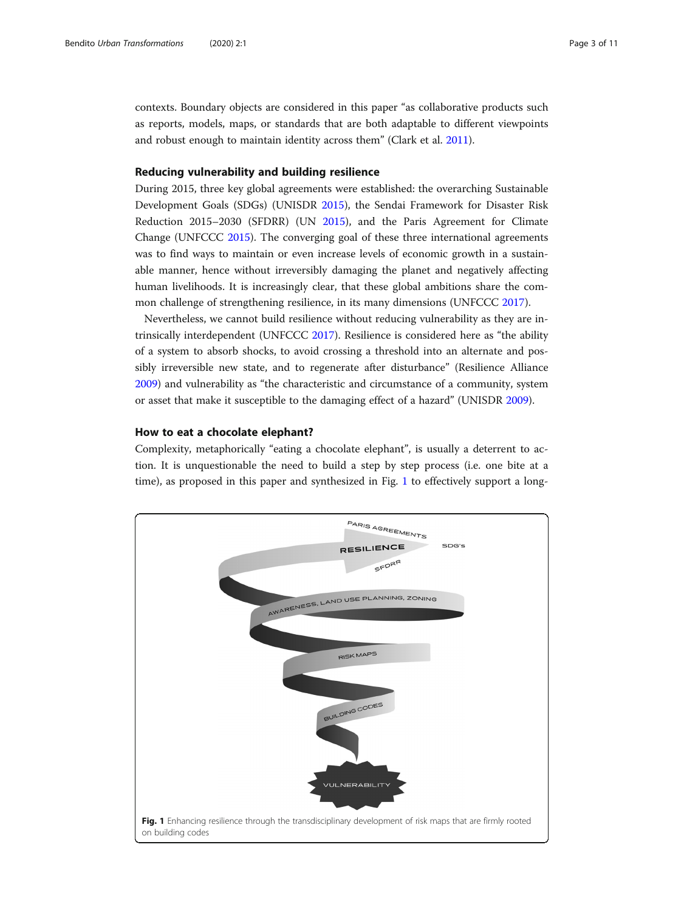contexts. Boundary objects are considered in this paper "as collaborative products such as reports, models, maps, or standards that are both adaptable to different viewpoints and robust enough to maintain identity across them" (Clark et al. 2011).

### Reducing vulnerability and building resilience

During 2015, three key global agreements were established: the overarching Sustainable Development Goals (SDGs) (UNISDR 2015), the Sendai Framework for Disaster Risk Reduction 2015–2030 (SFDRR) (UN 2015), and the Paris Agreement for Climate Change (UNFCCC 2015). The converging goal of these three international agreements was to find ways to maintain or even increase levels of economic growth in a sustainable manner, hence without irreversibly damaging the planet and negatively affecting human livelihoods. It is increasingly clear, that these global ambitions share the common challenge of strengthening resilience, in its many dimensions (UNFCCC 2017).

Nevertheless, we cannot build resilience without reducing vulnerability as they are intrinsically interdependent (UNFCCC 2017). Resilience is considered here as "the ability of a system to absorb shocks, to avoid crossing a threshold into an alternate and possibly irreversible new state, and to regenerate after disturbance" (Resilience Alliance 2009) and vulnerability as "the characteristic and circumstance of a community, system or asset that make it susceptible to the damaging effect of a hazard" (UNISDR 2009).

### How to eat a chocolate elephant?

Complexity, metaphorically "eating a chocolate elephant", is usually a deterrent to action. It is unquestionable the need to build a step by step process (i.e. one bite at a time), as proposed in this paper and synthesized in Fig. 1 to effectively support a long-

**Fig. 1** Enhancing resilience through the transdisciplinary development of risk maps that are firmly rooted on building codes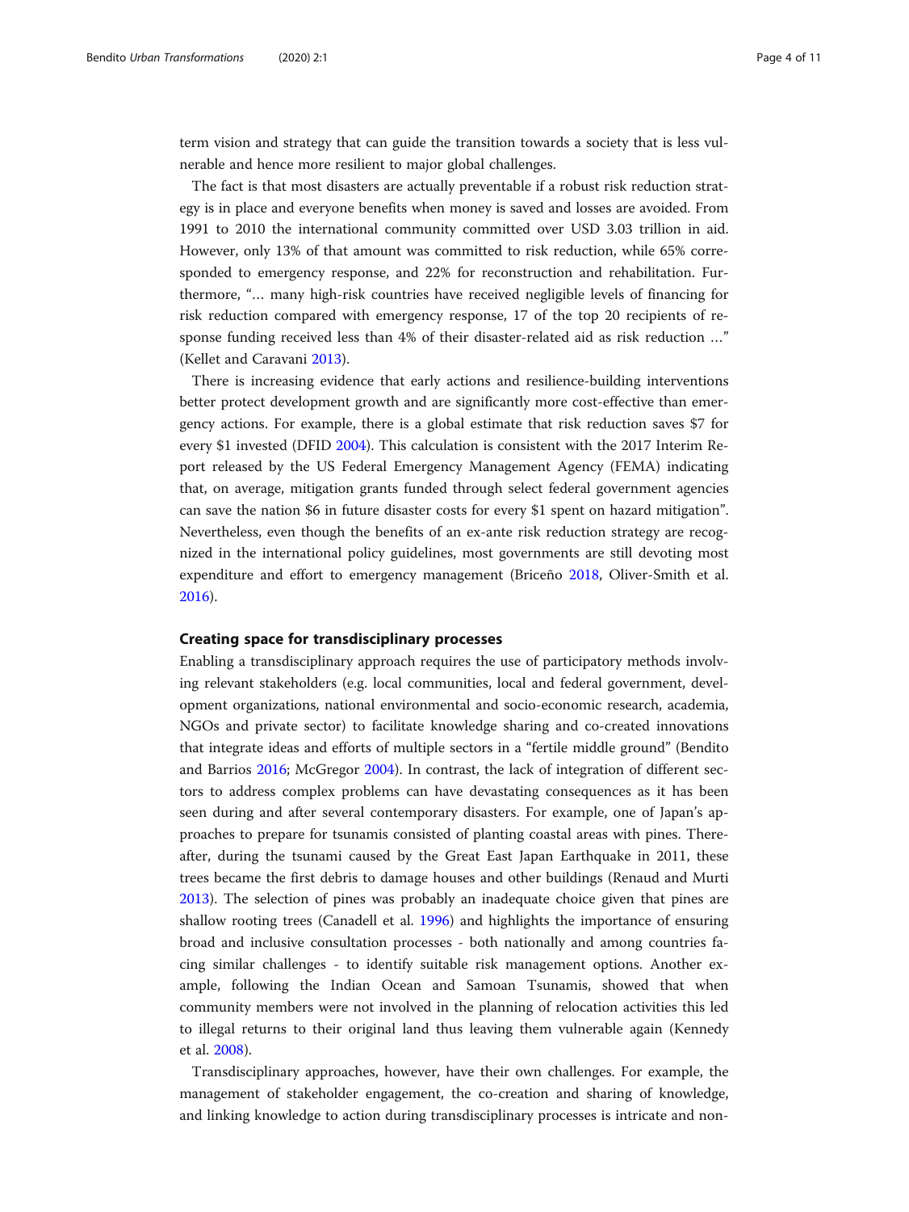term vision and strategy that can guide the transition towards a society that is less vulnerable and hence more resilient to major global challenges.

The fact is that most disasters are actually preventable if a robust risk reduction strategy is in place and everyone benefits when money is saved and losses are avoided. From 1991 to 2010 the international community committed over USD 3.03 trillion in aid. However, only 13% of that amount was committed to risk reduction, while 65% corresponded to emergency response, and 22% for reconstruction and rehabilitation. Furthermore, "… many high-risk countries have received negligible levels of financing for risk reduction compared with emergency response, 17 of the top 20 recipients of response funding received less than 4% of their disaster-related aid as risk reduction …" (Kellet and Caravani 2013).

There is increasing evidence that early actions and resilience-building interventions better protect development growth and are significantly more cost-effective than emergency actions. For example, there is a global estimate that risk reduction saves $7 for every $1 invested (DFID 2004). This calculation is consistent with the 2017 Interim Report released by the US Federal Emergency Management Agency (FEMA) indicating that, on average, mitigation grants funded through select federal government agencies can save the nation $6 in future disaster costs for every $1 spent on hazard mitigation". Nevertheless, even though the benefits of an ex-ante risk reduction strategy are recognized in the international policy guidelines, most governments are still devoting most expenditure and effort to emergency management (Briceño 2018, Oliver-Smith et al. 2016).

## Creating space for transdisciplinary processes

Enabling a transdisciplinary approach requires the use of participatory methods involving relevant stakeholders (e.g. local communities, local and federal government, development organizations, national environmental and socio-economic research, academia, NGOs and private sector) to facilitate knowledge sharing and co-created innovations that integrate ideas and efforts of multiple sectors in a "fertile middle ground" (Bendito and Barrios 2016; McGregor 2004). In contrast, the lack of integration of different sectors to address complex problems can have devastating consequences as it has been seen during and after several contemporary disasters. For example, one of Japan's approaches to prepare for tsunamis consisted of planting coastal areas with pines. Thereafter, during the tsunami caused by the Great East Japan Earthquake in 2011, these trees became the first debris to damage houses and other buildings (Renaud and Murti 2013). The selection of pines was probably an inadequate choice given that pines are shallow rooting trees (Canadell et al. 1996) and highlights the importance of ensuring broad and inclusive consultation processes - both nationally and among countries facing similar challenges - to identify suitable risk management options. Another example, following the Indian Ocean and Samoan Tsunamis, showed that when community members were not involved in the planning of relocation activities this led to illegal returns to their original land thus leaving them vulnerable again (Kennedy et al. 2008).

Transdisciplinary approaches, however, have their own challenges. For example, the management of stakeholder engagement, the co-creation and sharing of knowledge, and linking knowledge to action during transdisciplinary processes is intricate and non-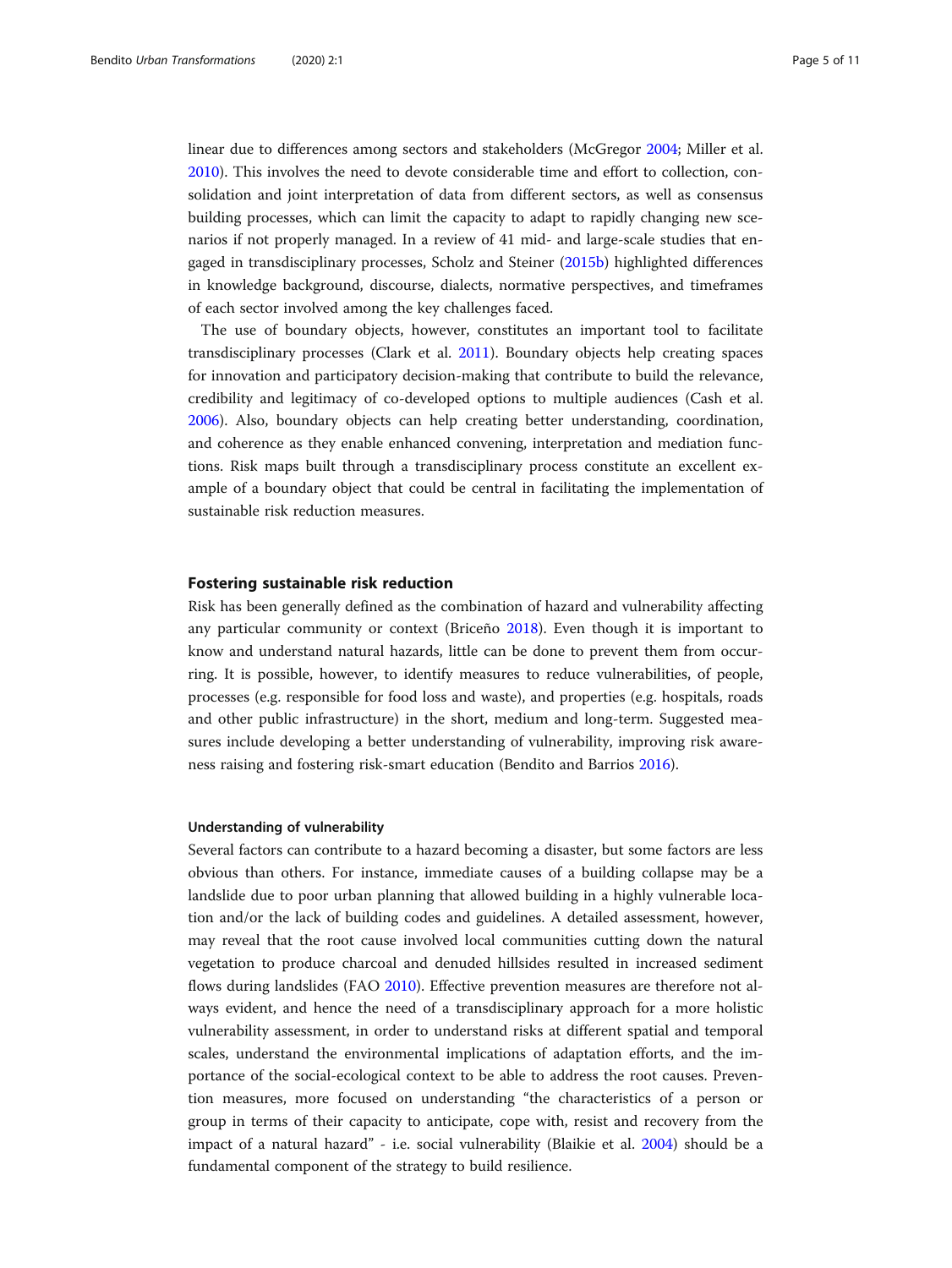linear due to differences among sectors and stakeholders (McGregor 2004; Miller et al. 2010). This involves the need to devote considerable time and effort to collection, consolidation and joint interpretation of data from different sectors, as well as consensus building processes, which can limit the capacity to adapt to rapidly changing new scenarios if not properly managed. In a review of 41 mid- and large-scale studies that engaged in transdisciplinary processes, Scholz and Steiner (2015b) highlighted differences in knowledge background, discourse, dialects, normative perspectives, and timeframes of each sector involved among the key challenges faced.

The use of boundary objects, however, constitutes an important tool to facilitate transdisciplinary processes (Clark et al. 2011). Boundary objects help creating spaces for innovation and participatory decision-making that contribute to build the relevance, credibility and legitimacy of co-developed options to multiple audiences (Cash et al. 2006). Also, boundary objects can help creating better understanding, coordination, and coherence as they enable enhanced convening, interpretation and mediation functions. Risk maps built through a transdisciplinary process constitute an excellent example of a boundary object that could be central in facilitating the implementation of sustainable risk reduction measures.

## Fostering sustainable risk reduction

Risk has been generally defined as the combination of hazard and vulnerability affecting any particular community or context (Briceño 2018). Even though it is important to know and understand natural hazards, little can be done to prevent them from occurring. It is possible, however, to identify measures to reduce vulnerabilities, of people, processes (e.g. responsible for food loss and waste), and properties (e.g. hospitals, roads and other public infrastructure) in the short, medium and long-term. Suggested measures include developing a better understanding of vulnerability, improving risk awareness raising and fostering risk-smart education (Bendito and Barrios 2016).

### Understanding of vulnerability

Several factors can contribute to a hazard becoming a disaster, but some factors are less obvious than others. For instance, immediate causes of a building collapse may be a landslide due to poor urban planning that allowed building in a highly vulnerable location and/or the lack of building codes and guidelines. A detailed assessment, however, may reveal that the root cause involved local communities cutting down the natural vegetation to produce charcoal and denuded hillsides resulted in increased sediment flows during landslides (FAO 2010). Effective prevention measures are therefore not always evident, and hence the need of a transdisciplinary approach for a more holistic vulnerability assessment, in order to understand risks at different spatial and temporal scales, understand the environmental implications of adaptation efforts, and the importance of the social-ecological context to be able to address the root causes. Prevention measures, more focused on understanding "the characteristics of a person or group in terms of their capacity to anticipate, cope with, resist and recovery from the impact of a natural hazard" - i.e. social vulnerability (Blaikie et al. 2004) should be a fundamental component of the strategy to build resilience.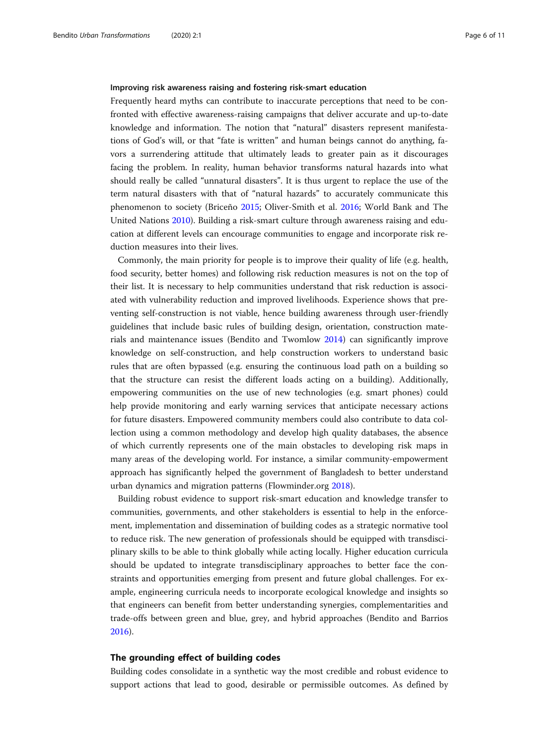### Improving risk awareness raising and fostering risk-smart education

Frequently heard myths can contribute to inaccurate perceptions that need to be confronted with effective awareness-raising campaigns that deliver accurate and up-to-date knowledge and information. The notion that "natural" disasters represent manifestations of God's will, or that "fate is written" and human beings cannot do anything, favors a surrendering attitude that ultimately leads to greater pain as it discourages facing the problem. In reality, human behavior transforms natural hazards into what should really be called "unnatural disasters". It is thus urgent to replace the use of the term natural disasters with that of "natural hazards" to accurately communicate this phenomenon to society (Briceño 2015; Oliver-Smith et al. 2016; World Bank and The United Nations 2010). Building a risk-smart culture through awareness raising and education at different levels can encourage communities to engage and incorporate risk reduction measures into their lives.

Commonly, the main priority for people is to improve their quality of life (e.g. health, food security, better homes) and following risk reduction measures is not on the top of their list. It is necessary to help communities understand that risk reduction is associated with vulnerability reduction and improved livelihoods. Experience shows that preventing self-construction is not viable, hence building awareness through user-friendly guidelines that include basic rules of building design, orientation, construction materials and maintenance issues (Bendito and Twomlow 2014) can significantly improve knowledge on self-construction, and help construction workers to understand basic rules that are often bypassed (e.g. ensuring the continuous load path on a building so that the structure can resist the different loads acting on a building). Additionally, empowering communities on the use of new technologies (e.g. smart phones) could help provide monitoring and early warning services that anticipate necessary actions for future disasters. Empowered community members could also contribute to data collection using a common methodology and develop high quality databases, the absence of which currently represents one of the main obstacles to developing risk maps in many areas of the developing world. For instance, a similar community-empowerment approach has significantly helped the government of Bangladesh to better understand urban dynamics and migration patterns (Flowminder.org 2018).

Building robust evidence to support risk-smart education and knowledge transfer to communities, governments, and other stakeholders is essential to help in the enforcement, implementation and dissemination of building codes as a strategic normative tool to reduce risk. The new generation of professionals should be equipped with transdisciplinary skills to be able to think globally while acting locally. Higher education curricula should be updated to integrate transdisciplinary approaches to better face the constraints and opportunities emerging from present and future global challenges. For example, engineering curricula needs to incorporate ecological knowledge and insights so that engineers can benefit from better understanding synergies, complementarities and trade-offs between green and blue, grey, and hybrid approaches (Bendito and Barrios 2016).

## The grounding effect of building codes

Building codes consolidate in a synthetic way the most credible and robust evidence to support actions that lead to good, desirable or permissible outcomes. As defined by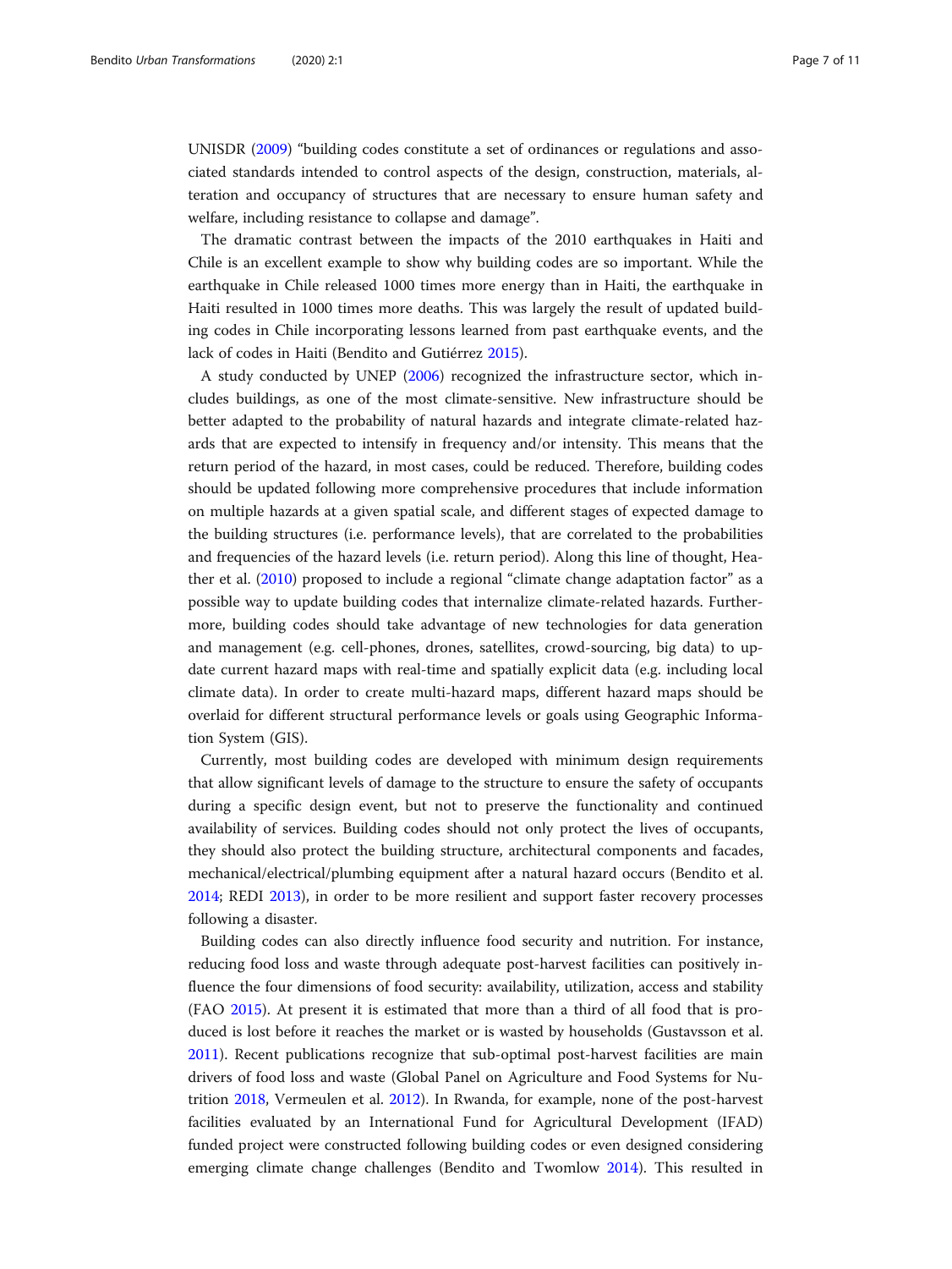UNISDR (2009) "building codes constitute a set of ordinances or regulations and associated standards intended to control aspects of the design, construction, materials, alteration and occupancy of structures that are necessary to ensure human safety and welfare, including resistance to collapse and damage".

The dramatic contrast between the impacts of the 2010 earthquakes in Haiti and Chile is an excellent example to show why building codes are so important. While the earthquake in Chile released 1000 times more energy than in Haiti, the earthquake in Haiti resulted in 1000 times more deaths. This was largely the result of updated building codes in Chile incorporating lessons learned from past earthquake events, and the lack of codes in Haiti (Bendito and Gutiérrez 2015).

A study conducted by UNEP (2006) recognized the infrastructure sector, which includes buildings, as one of the most climate-sensitive. New infrastructure should be better adapted to the probability of natural hazards and integrate climate-related hazards that are expected to intensify in frequency and/or intensity. This means that the return period of the hazard, in most cases, could be reduced. Therefore, building codes should be updated following more comprehensive procedures that include information on multiple hazards at a given spatial scale, and different stages of expected damage to the building structures (i.e. performance levels), that are correlated to the probabilities and frequencies of the hazard levels (i.e. return period). Along this line of thought, Heather et al. (2010) proposed to include a regional "climate change adaptation factor" as a possible way to update building codes that internalize climate-related hazards. Furthermore, building codes should take advantage of new technologies for data generation and management (e.g. cell-phones, drones, satellites, crowd-sourcing, big data) to update current hazard maps with real-time and spatially explicit data (e.g. including local climate data). In order to create multi-hazard maps, different hazard maps should be overlaid for different structural performance levels or goals using Geographic Information System (GIS).

Currently, most building codes are developed with minimum design requirements that allow significant levels of damage to the structure to ensure the safety of occupants during a specific design event, but not to preserve the functionality and continued availability of services. Building codes should not only protect the lives of occupants, they should also protect the building structure, architectural components and facades, mechanical/electrical/plumbing equipment after a natural hazard occurs (Bendito et al. 2014; REDI 2013), in order to be more resilient and support faster recovery processes following a disaster.

Building codes can also directly influence food security and nutrition. For instance, reducing food loss and waste through adequate post-harvest facilities can positively influence the four dimensions of food security: availability, utilization, access and stability (FAO 2015). At present it is estimated that more than a third of all food that is produced is lost before it reaches the market or is wasted by households (Gustavsson et al. 2011). Recent publications recognize that sub-optimal post-harvest facilities are main drivers of food loss and waste (Global Panel on Agriculture and Food Systems for Nutrition 2018, Vermeulen et al. 2012). In Rwanda, for example, none of the post-harvest facilities evaluated by an International Fund for Agricultural Development (IFAD) funded project were constructed following building codes or even designed considering emerging climate change challenges (Bendito and Twomlow 2014). This resulted in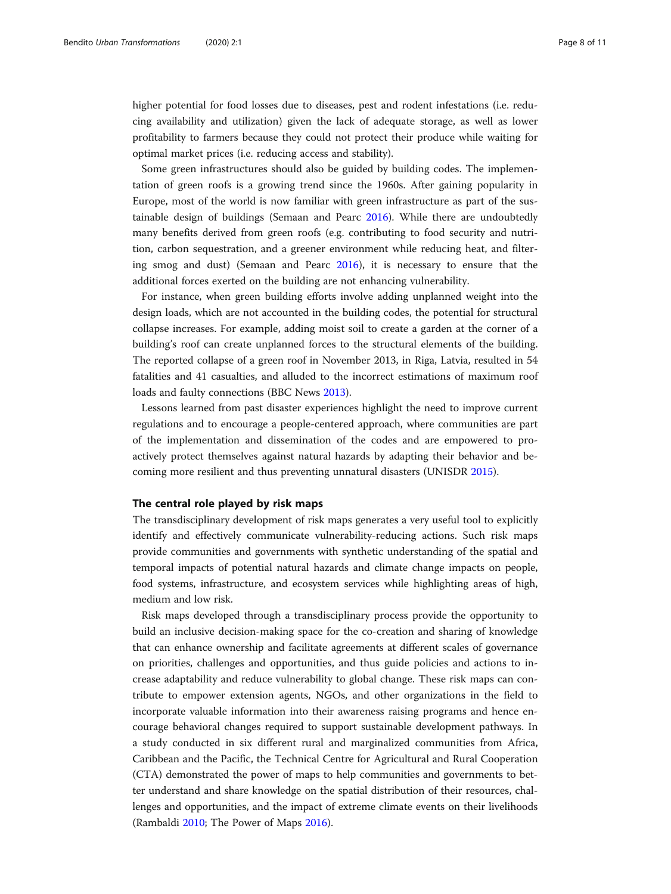higher potential for food losses due to diseases, pest and rodent infestations (i.e. reducing availability and utilization) given the lack of adequate storage, as well as lower profitability to farmers because they could not protect their produce while waiting for optimal market prices (i.e. reducing access and stability).

Some green infrastructures should also be guided by building codes. The implementation of green roofs is a growing trend since the 1960s. After gaining popularity in Europe, most of the world is now familiar with green infrastructure as part of the sustainable design of buildings (Semaan and Pearc 2016). While there are undoubtedly many benefits derived from green roofs (e.g. contributing to food security and nutrition, carbon sequestration, and a greener environment while reducing heat, and filtering smog and dust) (Semaan and Pearc 2016), it is necessary to ensure that the additional forces exerted on the building are not enhancing vulnerability.

For instance, when green building efforts involve adding unplanned weight into the design loads, which are not accounted in the building codes, the potential for structural collapse increases. For example, adding moist soil to create a garden at the corner of a building's roof can create unplanned forces to the structural elements of the building. The reported collapse of a green roof in November 2013, in Riga, Latvia, resulted in 54 fatalities and 41 casualties, and alluded to the incorrect estimations of maximum roof loads and faulty connections (BBC News 2013).

Lessons learned from past disaster experiences highlight the need to improve current regulations and to encourage a people-centered approach, where communities are part of the implementation and dissemination of the codes and are empowered to proactively protect themselves against natural hazards by adapting their behavior and becoming more resilient and thus preventing unnatural disasters (UNISDR 2015).

## The central role played by risk maps

The transdisciplinary development of risk maps generates a very useful tool to explicitly identify and effectively communicate vulnerability-reducing actions. Such risk maps provide communities and governments with synthetic understanding of the spatial and temporal impacts of potential natural hazards and climate change impacts on people, food systems, infrastructure, and ecosystem services while highlighting areas of high, medium and low risk.

Risk maps developed through a transdisciplinary process provide the opportunity to build an inclusive decision-making space for the co-creation and sharing of knowledge that can enhance ownership and facilitate agreements at different scales of governance on priorities, challenges and opportunities, and thus guide policies and actions to increase adaptability and reduce vulnerability to global change. These risk maps can contribute to empower extension agents, NGOs, and other organizations in the field to incorporate valuable information into their awareness raising programs and hence encourage behavioral changes required to support sustainable development pathways. In a study conducted in six different rural and marginalized communities from Africa, Caribbean and the Pacific, the Technical Centre for Agricultural and Rural Cooperation (CTA) demonstrated the power of maps to help communities and governments to better understand and share knowledge on the spatial distribution of their resources, challenges and opportunities, and the impact of extreme climate events on their livelihoods (Rambaldi 2010; The Power of Maps 2016).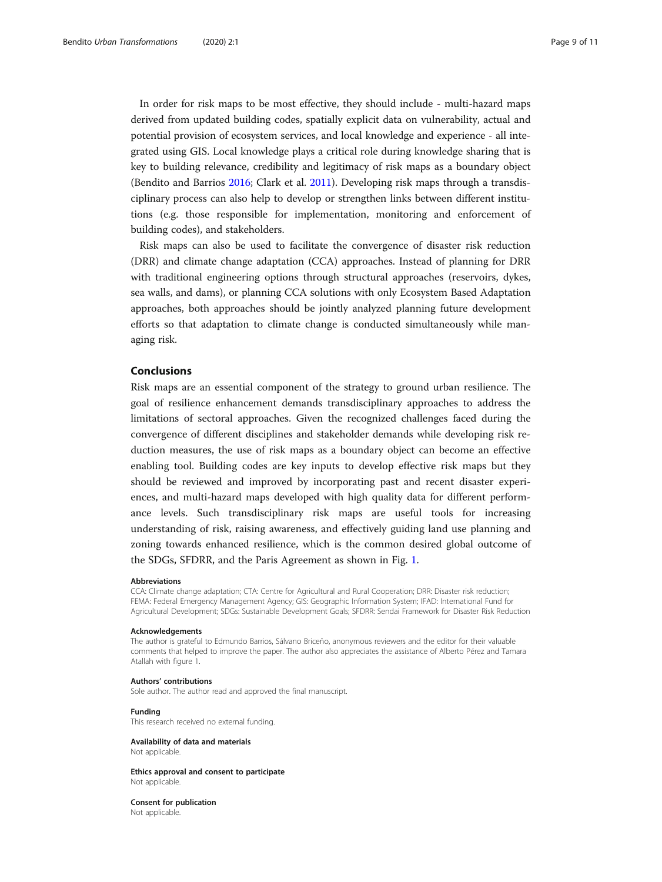In order for risk maps to be most effective, they should include - multi-hazard maps derived from updated building codes, spatially explicit data on vulnerability, actual and potential provision of ecosystem services, and local knowledge and experience - all integrated using GIS. Local knowledge plays a critical role during knowledge sharing that is key to building relevance, credibility and legitimacy of risk maps as a boundary object (Bendito and Barrios 2016; Clark et al. 2011). Developing risk maps through a transdisciplinary process can also help to develop or strengthen links between different institutions (e.g. those responsible for implementation, monitoring and enforcement of building codes), and stakeholders.

Risk maps can also be used to facilitate the convergence of disaster risk reduction (DRR) and climate change adaptation (CCA) approaches. Instead of planning for DRR with traditional engineering options through structural approaches (reservoirs, dykes, sea walls, and dams), or planning CCA solutions with only Ecosystem Based Adaptation approaches, both approaches should be jointly analyzed planning future development efforts so that adaptation to climate change is conducted simultaneously while managing risk.

## Conclusions

Risk maps are an essential component of the strategy to ground urban resilience. The goal of resilience enhancement demands transdisciplinary approaches to address the limitations of sectoral approaches. Given the recognized challenges faced during the convergence of different disciplines and stakeholder demands while developing risk reduction measures, the use of risk maps as a boundary object can become an effective enabling tool. Building codes are key inputs to develop effective risk maps but they should be reviewed and improved by incorporating past and recent disaster experiences, and multi-hazard maps developed with high quality data for different performance levels. Such transdisciplinary risk maps are useful tools for increasing understanding of risk, raising awareness, and effectively guiding land use planning and zoning towards enhanced resilience, which is the common desired global outcome of the SDGs, SFDRR, and the Paris Agreement as shown in Fig. 1.

#### Abbreviations

CCA: Climate change adaptation; CTA: Centre for Agricultural and Rural Cooperation; DRR: Disaster risk reduction; FEMA: Federal Emergency Management Agency; GIS: Geographic Information System; IFAD: International Fund for Agricultural Development; SDGs: Sustainable Development Goals; SFDRR: Sendai Framework for Disaster Risk Reduction

#### Acknowledgements

The author is grateful to Edmundo Barrios, Sálvano Briceño, anonymous reviewers and the editor for their valuable comments that helped to improve the paper. The author also appreciates the assistance of Alberto Pérez and Tamara Atallah with figure 1.

#### Authors' contributions

Sole author. The author read and approved the final manuscript.

#### Funding

This research received no external funding.

#### Availability of data and materials

Not applicable.

#### Ethics approval and consent to participate

Not applicable.

#### Consent for publication

Not applicable.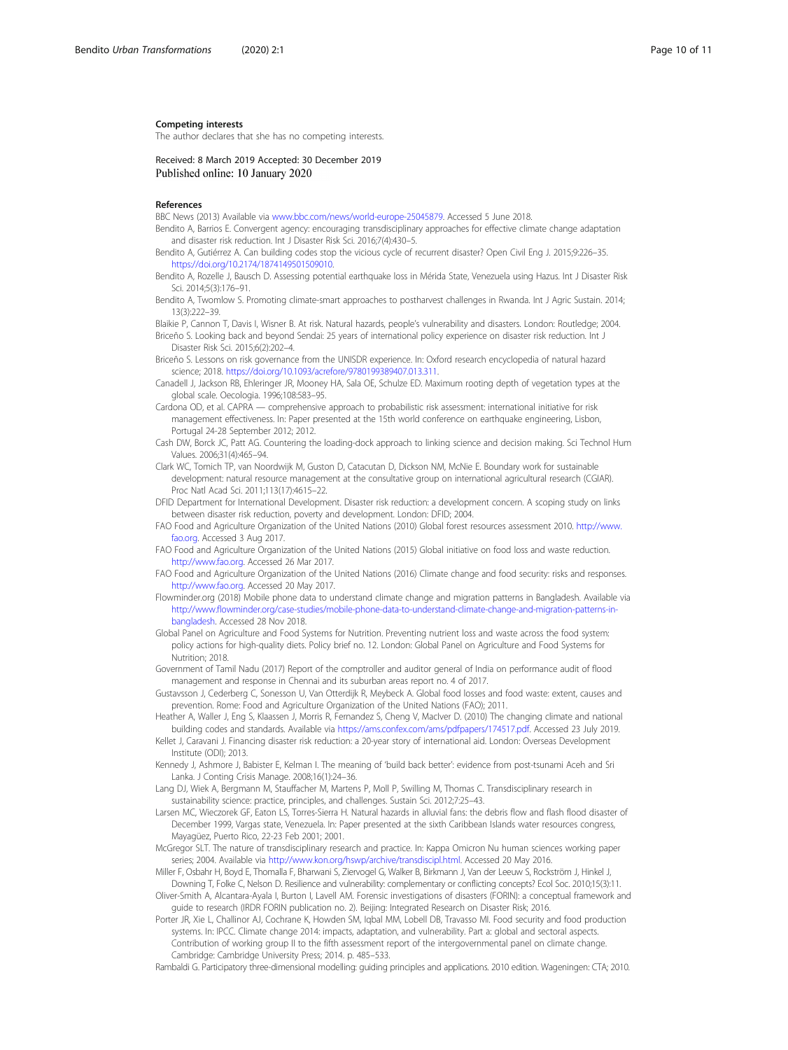#### Competing interests

The author declares that she has no competing interests.

Received: 8 March 2019 Accepted: 30 December 2019
Published online: 10 January 2020

#### References

BBC News (2013) Available via www.bbc.com/news/world-europe-25045879. Accessed 5 June 2018.

Bendito A, Barrios E. Convergent agency: encouraging transdisciplinary approaches for effective climate change adaptation and disaster risk reduction. Int J Disaster Risk Sci. 2016;7(4):430–5.

Bendito A, Gutiérrez A. Can building codes stop the vicious cycle of recurrent disaster? Open Civil Eng J. 2015;9:226–35. https://doi.org/10.2174/1874149501509010.

Bendito A, Rozelle J, Bausch D. Assessing potential earthquake loss in Mérida State, Venezuela using Hazus. Int J Disaster Risk Sci. 2014;5(3):176–91.

Bendito A, Twomlow S. Promoting climate-smart approaches to postharvest challenges in Rwanda. Int J Agric Sustain. 2014; 13(3):222–39.

Blaikie P, Cannon T, Davis I, Wisner B. At risk. Natural hazards, people's vulnerability and disasters. London: Routledge; 2004.

Briceño S. Looking back and beyond Sendai: 25 years of international policy experience on disaster risk reduction. Int J Disaster Risk Sci. 2015;6(2):202–4.

Briceño S. Lessons on risk governance from the UNISDR experience. In: Oxford research encyclopedia of natural hazard science; 2018. https://doi.org/10.1093/acrefore/9780199389407.013.311.

Canadell J, Jackson RB, Ehleringer JR, Mooney HA, Sala OE, Schulze ED. Maximum rooting depth of vegetation types at the global scale. Oecologia. 1996;108:583–95.

Cardona OD, et al. CAPRA — comprehensive approach to probabilistic risk assessment: international initiative for risk management effectiveness. In: Paper presented at the 15th world conference on earthquake engineering, Lisbon, Portugal 24-28 September 2012; 2012.

Cash DW, Borck JC, Patt AG. Countering the loading-dock approach to linking science and decision making. Sci Technol Hum Values. 2006;31(4):465–94.

Clark WC, Tomich TP, van Noordwijk M, Guston D, Catacutan D, Dickson NM, McNie E. Boundary work for sustainable development: natural resource management at the consultative group on international agricultural research (CGIAR). Proc Natl Acad Sci. 2011;113(17):4615–22.

DFID Department for International Development. Disaster risk reduction: a development concern. A scoping study on links between disaster risk reduction, poverty and development. London: DFID; 2004.

FAO Food and Agriculture Organization of the United Nations (2010) Global forest resources assessment 2010. http://www.fao.org. Accessed 3 Aug 2017.

FAO Food and Agriculture Organization of the United Nations (2015) Global initiative on food loss and waste reduction. http://www.fao.org. Accessed 26 Mar 2017.

FAO Food and Agriculture Organization of the United Nations (2016) Climate change and food security: risks and responses. http://www.fao.org. Accessed 20 May 2017.

Flowminder.org (2018) Mobile phone data to understand climate change and migration patterns in Bangladesh. Available via http://www.flowminder.org/case-studies/mobile-phone-data-to-understand-climate-change-and-migration-patterns-in-bangladesh. Accessed 28 Nov 2018.

Global Panel on Agriculture and Food Systems for Nutrition. Preventing nutrient loss and waste across the food system: policy actions for high-quality diets. Policy brief no. 12. London: Global Panel on Agriculture and Food Systems for Nutrition; 2018.

Government of Tamil Nadu (2017) Report of the comptroller and auditor general of India on performance audit of flood management and response in Chennai and its suburban areas report no. 4 of 2017.

Gustavsson J, Cederberg C, Sonesson U, Van Otterdijk R, Meybeck A. Global food losses and food waste: extent, causes and prevention. Rome: Food and Agriculture Organization of the United Nations (FAO); 2011.

Heather A, Waller J, Eng S, Klaassen J, Morris R, Fernandez S, Cheng V, MacIver D. (2010) The changing climate and national building codes and standards. Available via https://ams.confex.com/ams/pdfpapers/174517.pdf. Accessed 23 July 2019.

Kellet J, Caravani J. Financing disaster risk reduction: a 20-year story of international aid. London: Overseas Development Institute (ODI); 2013.

Kennedy J, Ashmore J, Babister E, Kelman I. The meaning of 'build back better': evidence from post-tsunami Aceh and Sri Lanka. J Conting Crisis Manage. 2008;16(1):24–36.

Lang DJ, Wiek A, Bergmann M, Stauffacher M, Martens P, Moll P, Swilling M, Thomas C. Transdisciplinary research in sustainability science: practice, principles, and challenges. Sustain Sci. 2012;7:25–43.

Larsen MC, Wieczorek GF, Eaton LS, Torres-Sierra H. Natural hazards in alluvial fans: the debris flow and flash flood disaster of December 1999, Vargas state, Venezuela. In: Paper presented at the sixth Caribbean Islands water resources congress, Mayagüez, Puerto Rico, 22-23 Feb 2001; 2001.

McGregor SLT. The nature of transdisciplinary research and practice. In: Kappa Omicron Nu human sciences working paper series; 2004. Available via http://www.kon.org/hswp/archive/transdiscipl.html. Accessed 20 May 2016.

Miller F, Osbahr H, Boyd E, Thomalla F, Bharwani S, Ziervogel G, Walker B, Birkmann J, Van der Leeuw S, Rockström J, Hinkel J, Downing T, Folke C, Nelson D. Resilience and vulnerability: complementary or conflicting concepts? Ecol Soc. 2010;15(3):11.

Oliver-Smith A, Alcantara-Ayala I, Burton I, Lavell AM. Forensic investigations of disasters (FORIN): a conceptual framework and guide to research (IRDR FORIN publication no. 2). Beijing: Integrated Research on Disaster Risk; 2016.

Porter JR, Xie L, Challinor AJ, Cochrane K, Howden SM, Iqbal MM, Lobell DB, Travasso MI. Food security and food production systems. In: IPCC. Climate change 2014: impacts, adaptation, and vulnerability. Part a: global and sectoral aspects. Contribution of working group II to the fifth assessment report of the intergovernmental panel on climate change. Cambridge: Cambridge University Press; 2014. p. 485–533.

Rambaldi G. Participatory three-dimensional modelling: guiding principles and applications. 2010 edition. Wageningen: CTA; 2010.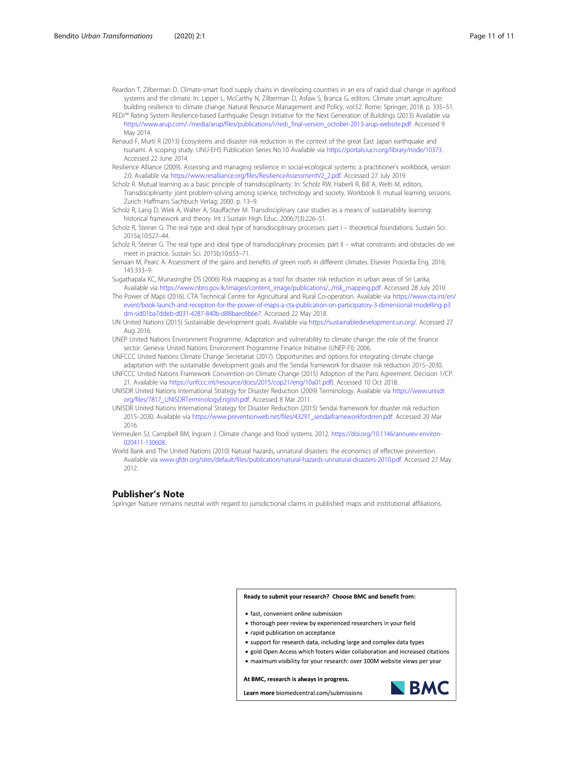Reardon T, Zilberman D. Climate-smart food supply chains in developing countries in an era of rapid dual change in agrifood systems and the climate. In: Lipper L, McCarthy N, Zilberman D, Asfaw S, Branca G, editors. Climate smart agriculture: building resilience to climate change. Natural Resource Management and Policy, vol.52. Rome: Springer; 2018. p. 335–51.

REDi™ Rating System Resilience-based Earthquake Design Initiative for the Next Generation of Buildings (2013) Available via https://www.arup.com/-/media/arup/files/publications/r/redi_final-version_october-2013-arup-website.pdf. Accessed 9 May 2014.

Renaud F, Murti R (2013) Ecosystems and disaster risk reduction in the context of the great East Japan earthquake and tsunami. A scoping study. UNU-EHS Publication Series No.10 Available via https://portals.iucn.org/library/node/10373. Accessed 22 June 2014.

Resilience Alliance (2009). Assessing and managing resilience in social-ecological systems: a practitioner's workbook, version 2.0. Available via https://www.resalliance.org/files/ResilienceAssessmentV2_2.pdf. Accessed 27 July 2019.

Scholz R. Mutual learning as a basic principle of transdisciplinarity. In: Scholz RW, Haberli R, Bill A, Welti M, editors. Transdisciplinarity: joint problem-solving among science, technology and society. Workbook II: mutual learning sessions. Zurich: Haffmans Sachbuch Verlag; 2000. p. 13–9.

Scholz R, Lang D, Wiek A, Walter A, Stauffacher M. Transdisciplinary case studies as a means of sustainability learning: historical framework and theory. Int J Sustain High Educ. 2006;7(3):226–51.

Scholz R, Steiner G. The real type and ideal type of transdisciplinary processes: part I – theoretical foundations. Sustain Sci. 2015a;10:527–44.

Scholz R, Steiner G. The real type and ideal type of transdisciplinary processes: part II – what constraints and obstacles do we meet in practice. Sustain Sci. 2015b;10:653–71.

Semaan M, Pearc A. Assessment of the gains and benefits of green roofs in different climates. Elsevier Procedia Eng. 2016; 145:333–9.

Sugathapala KC, Munasinghe DS (2006) Risk mapping as a tool for disaster risk reduction in urban areas of Sri Lanka. Available via https://www.nbro.gov.lk/images/content_image/publications/.../risk_mapping.pdf. Accessed 28 July 2019.

The Power of Maps (2016). CTA Technical Centre for Agricultural and Rural Co-operation. Available via https://www.cta.int/en/event/book-launch-and-reception-for-the-power-of-maps-a-cta-publication-on-participatory-3-dimensional-modelling-p3dm-sid01ba7ddeb-d031-4287-840b-d88baec6b6e7. Accessed 22 May 2018.

UN United Nations (2015) Sustainable development goals. Available via https://sustainabledevelopment.un.org/. Accessed 27 Aug 2016.

UNEP United Nations Environment Programme. Adaptation and vulnerability to climate change: the role of the finance sector. Geneva: United Nations Environment Programme Finance Initiative (UNEP-FI); 2006.

UNFCCC United Nations Climate Change Secretariat (2017). Opportunities and options for integrating climate change adaptation with the sustainable development goals and the Sendai framework for disaster risk reduction 2015–2030.

UNFCCC United Nations Framework Convention on Climate Change (2015) Adoption of the Paris Agreement. Decision 1/CP. 21. Available via https://unfccc.int/resource/docs/2015/cop21/eng/10a01.pdf). Accessed 10 Oct 2018.

UNISDR United Nations International Strategy for Disaster Reduction (2009) Terminology. Available via https://www.unisdr.org/files/7817_UNISDRTerminologyEnglish.pdf. Accessed 8 Mar 2011.

UNISDR United Nations International Strategy for Disaster Reduction (2015) Sendai framework for disaster risk reduction 2015–2030. Available via https://www.preventionweb.net/files/43291_sendaiframeworkfordrren.pdf. Accessed 20 Mar 2016.

Vermeulen SJ, Campbell BM, Ingram J. Climate change and food systems. 2012. https://doi.org/10.1146/annurev-environ-020411-130608.

World Bank and The United Nations (2010) Natural hazards, unnatural disasters: the economics of effective prevention. Available via www.gfdrr.org/sites/default/files/publication/natural-hazards-unnatural-disasters-2010.pdf. Accessed 27 May 2012.

## Publisher's Note

Springer Nature remains neutral with regard to jurisdictional claims in published maps and institutional affiliations.

**Ready to submit your research? Choose BMC and benefit from:**

- fast, convenient online submission
- thorough peer review by experienced researchers in your field
- rapid publication on acceptance
- support for research data, including large and complex data types
- gold Open Access which fosters wider collaboration and increased citations
- maximum visibility for your research: over 100M website views per year

**At BMC, research is always in progress.**

**Learn more** biomedcentral.com/submissions

BMC